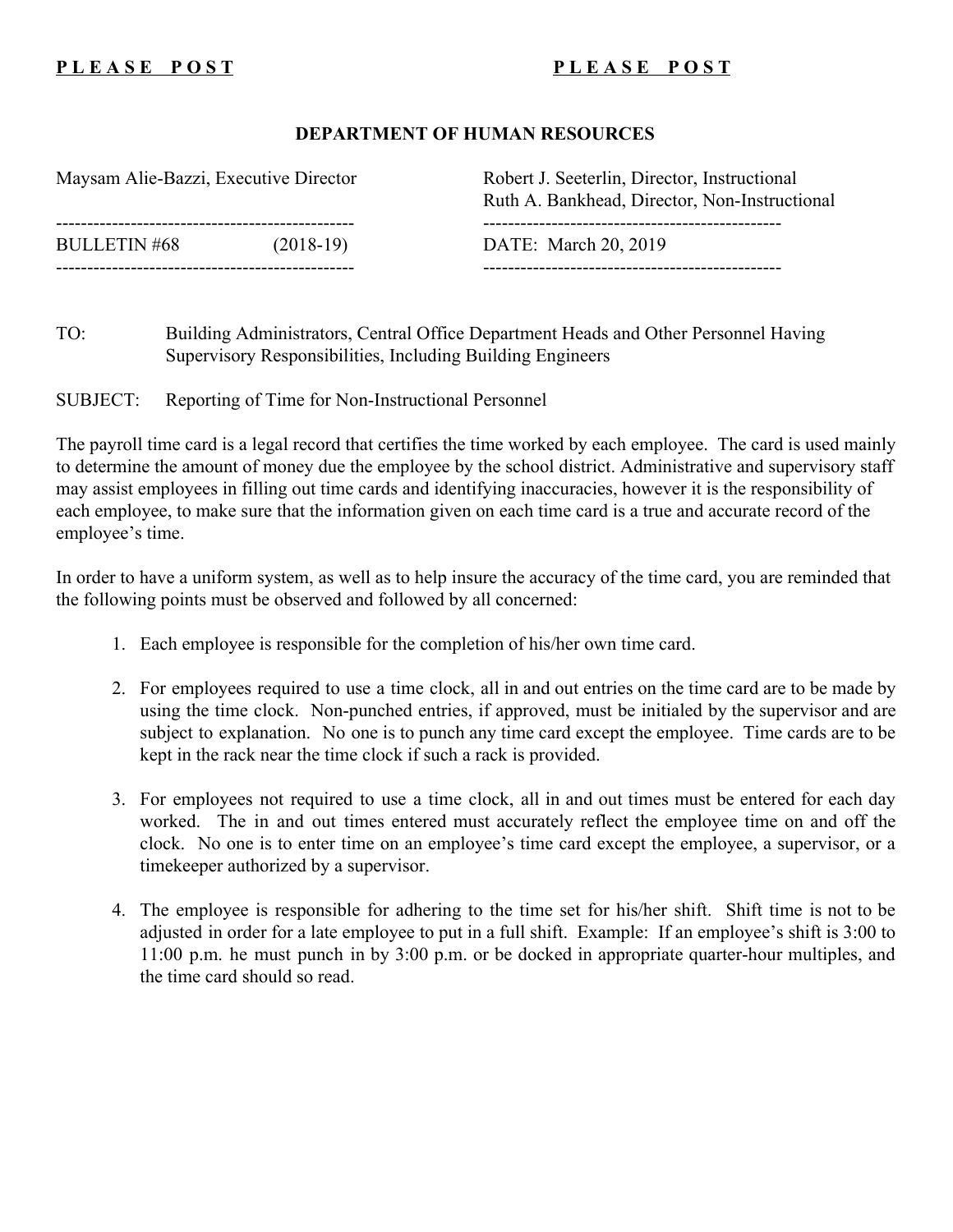**PLEASE POST** **PLEASE POST**

**DEPARTMENT OF HUMAN RESOURCES**

Maysam Alie-Bazzi, Executive Director

Robert J. Seeterlin, Director, Instructional
Ruth A. Bankhead, Director, Non-Instructional

BULLETIN #68 (2018-19)

DATE: March 20, 2019

TO: Building Administrators, Central Office Department Heads and Other Personnel Having Supervisory Responsibilities, Including Building Engineers

SUBJECT: Reporting of Time for Non-Instructional Personnel

The payroll time card is a legal record that certifies the time worked by each employee. The card is used mainly to determine the amount of money due the employee by the school district. Administrative and supervisory staff may assist employees in filling out time cards and identifying inaccuracies, however it is the responsibility of each employee, to make sure that the information given on each time card is a true and accurate record of the employee's time.

In order to have a uniform system, as well as to help insure the accuracy of the time card, you are reminded that the following points must be observed and followed by all concerned:

1. Each employee is responsible for the completion of his/her own time card.

2. For employees required to use a time clock, all in and out entries on the time card are to be made by using the time clock. Non-punched entries, if approved, must be initialed by the supervisor and are subject to explanation. No one is to punch any time card except the employee. Time cards are to be kept in the rack near the time clock if such a rack is provided.

3. For employees not required to use a time clock, all in and out times must be entered for each day worked. The in and out times entered must accurately reflect the employee time on and off the clock. No one is to enter time on an employee's time card except the employee, a supervisor, or a timekeeper authorized by a supervisor.

4. The employee is responsible for adhering to the time set for his/her shift. Shift time is not to be adjusted in order for a late employee to put in a full shift. Example: If an employee's shift is 3:00 to 11:00 p.m. he must punch in by 3:00 p.m. or be docked in appropriate quarter-hour multiples, and the time card should so read.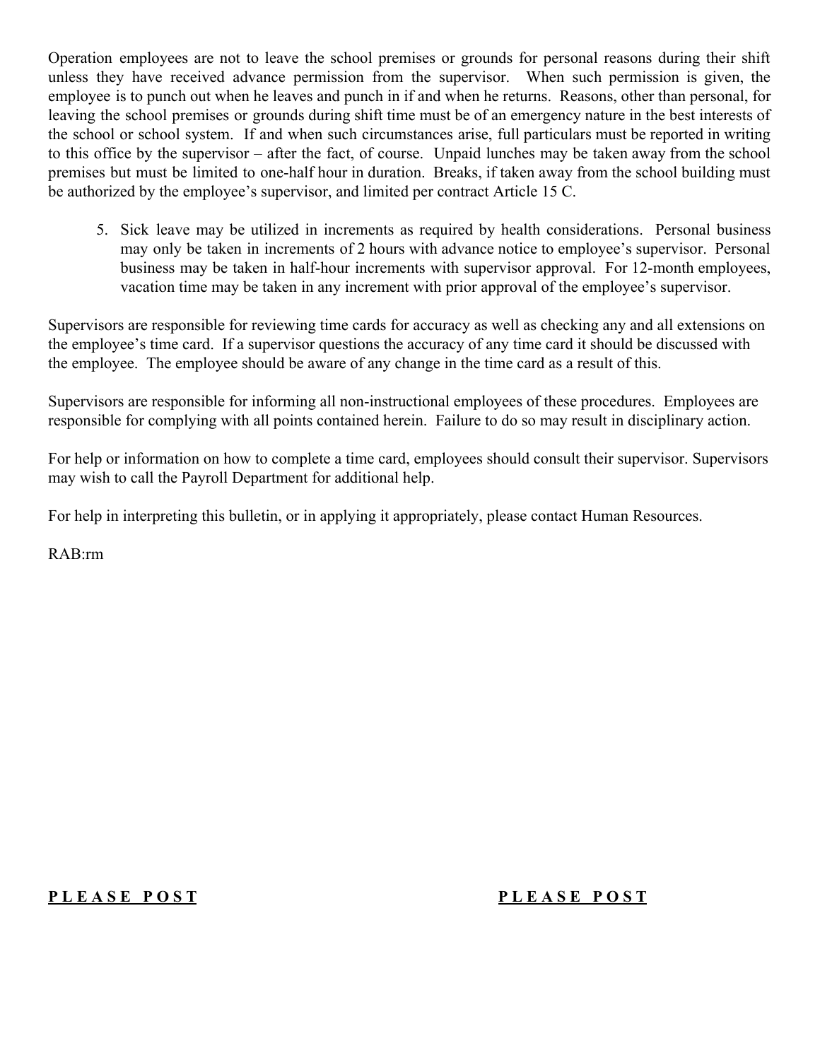Operation employees are not to leave the school premises or grounds for personal reasons during their shift unless they have received advance permission from the supervisor. When such permission is given, the employee is to punch out when he leaves and punch in if and when he returns. Reasons, other than personal, for leaving the school premises or grounds during shift time must be of an emergency nature in the best interests of the school or school system. If and when such circumstances arise, full particulars must be reported in writing to this office by the supervisor – after the fact, of course. Unpaid lunches may be taken away from the school premises but must be limited to one-half hour in duration. Breaks, if taken away from the school building must be authorized by the employee's supervisor, and limited per contract Article 15 C.

5. Sick leave may be utilized in increments as required by health considerations. Personal business may only be taken in increments of 2 hours with advance notice to employee's supervisor. Personal business may be taken in half-hour increments with supervisor approval. For 12-month employees, vacation time may be taken in any increment with prior approval of the employee's supervisor.

Supervisors are responsible for reviewing time cards for accuracy as well as checking any and all extensions on the employee's time card. If a supervisor questions the accuracy of any time card it should be discussed with the employee. The employee should be aware of any change in the time card as a result of this.

Supervisors are responsible for informing all non-instructional employees of these procedures. Employees are responsible for complying with all points contained herein. Failure to do so may result in disciplinary action.

For help or information on how to complete a time card, employees should consult their supervisor. Supervisors may wish to call the Payroll Department for additional help.

For help in interpreting this bulletin, or in applying it appropriately, please contact Human Resources.

RAB:rm

**P L E A S E  P O S T** **P L E A S E  P O S T**